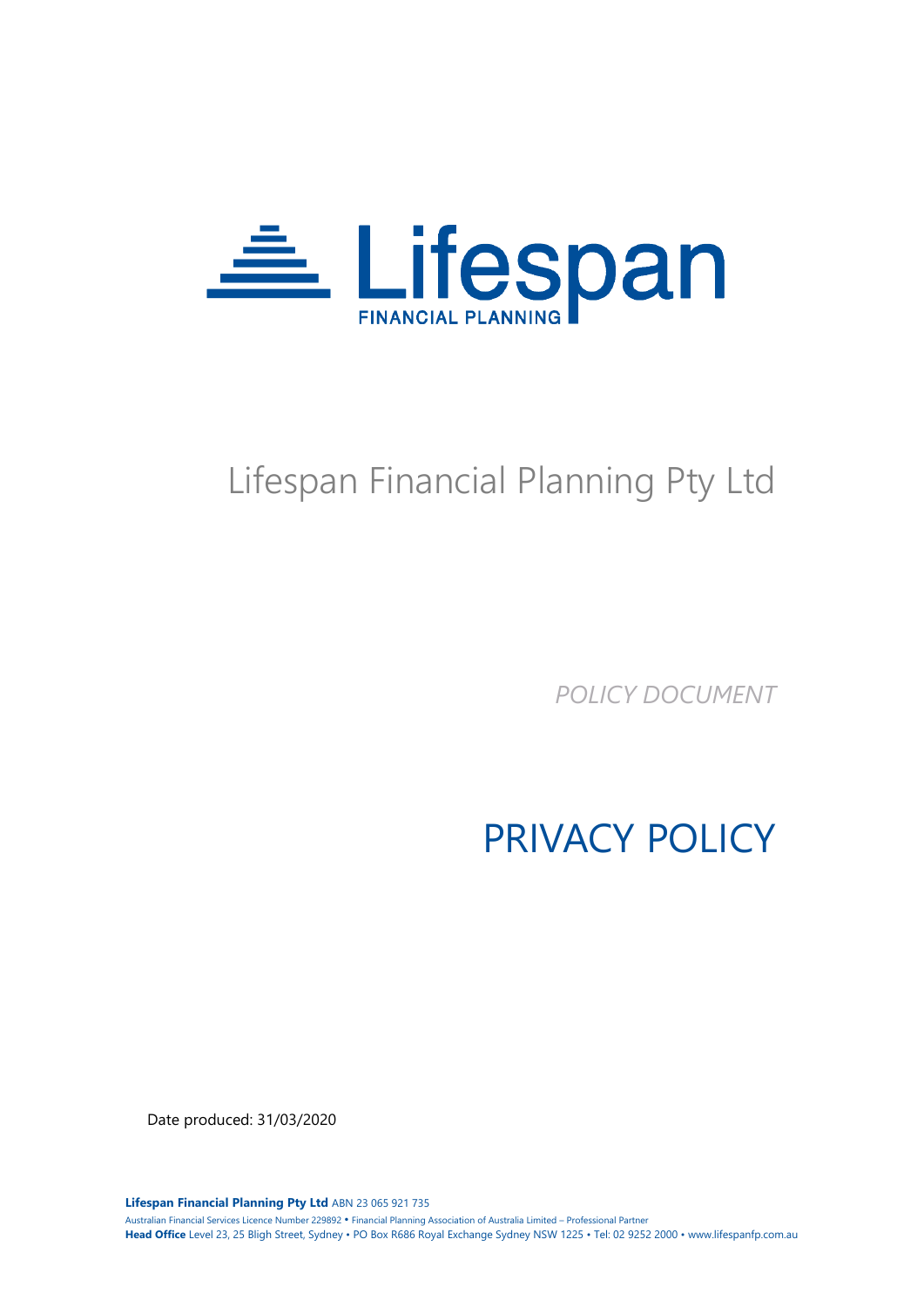Lifespan FINANCIAL PLANNING

# Lifespan Financial Planning Pty Ltd

*POLICY DOCUMENT*

# PRIVACY POLICY

Date produced: 31/03/2020

**Lifespan Financial Planning Pty Ltd** ABN 23 065 921 735

Australian Financial Services Licence Number 229892 • Financial Planning Association of Australia Limited – Professional Partner

**Head Office** Level 23, 25 Bligh Street, Sydney • PO Box R686 Royal Exchange Sydney NSW 1225 • Tel: 02 9252 2000 • www.lifespanfp.com.au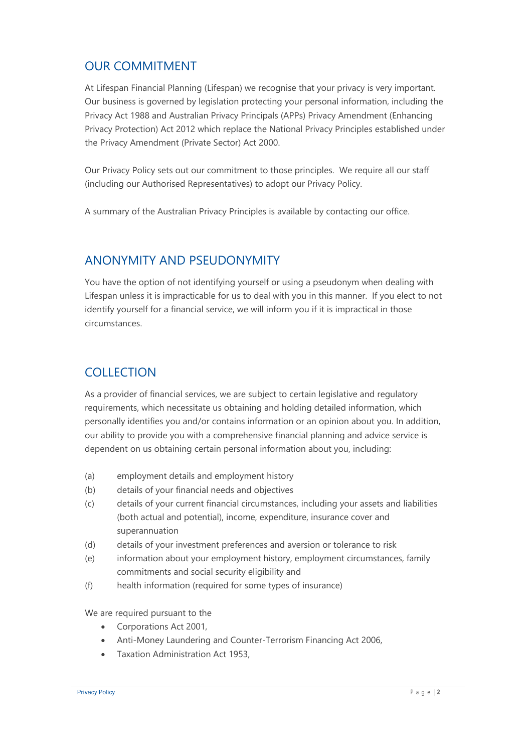## OUR COMMITMENT

At Lifespan Financial Planning (Lifespan) we recognise that your privacy is very important. Our business is governed by legislation protecting your personal information, including the Privacy Act 1988 and Australian Privacy Principals (APPs) Privacy Amendment (Enhancing Privacy Protection) Act 2012 which replace the National Privacy Principles established under the Privacy Amendment (Private Sector) Act 2000.

Our Privacy Policy sets out our commitment to those principles. We require all our staff (including our Authorised Representatives) to adopt our Privacy Policy.

A summary of the Australian Privacy Principles is available by contacting our office.

## ANONYMITY AND PSEUDONYMITY

You have the option of not identifying yourself or using a pseudonym when dealing with Lifespan unless it is impracticable for us to deal with you in this manner. If you elect to not identify yourself for a financial service, we will inform you if it is impractical in those circumstances.

## COLLECTION

As a provider of financial services, we are subject to certain legislative and regulatory requirements, which necessitate us obtaining and holding detailed information, which personally identifies you and/or contains information or an opinion about you. In addition, our ability to provide you with a comprehensive financial planning and advice service is dependent on us obtaining certain personal information about you, including:

(a) employment details and employment history
(b) details of your financial needs and objectives
(c) details of your current financial circumstances, including your assets and liabilities (both actual and potential), income, expenditure, insurance cover and superannuation
(d) details of your investment preferences and aversion or tolerance to risk
(e) information about your employment history, employment circumstances, family commitments and social security eligibility and
(f) health information (required for some types of insurance)

We are required pursuant to the

- Corporations Act 2001,
- Anti-Money Laundering and Counter-Terrorism Financing Act 2006,
- Taxation Administration Act 1953,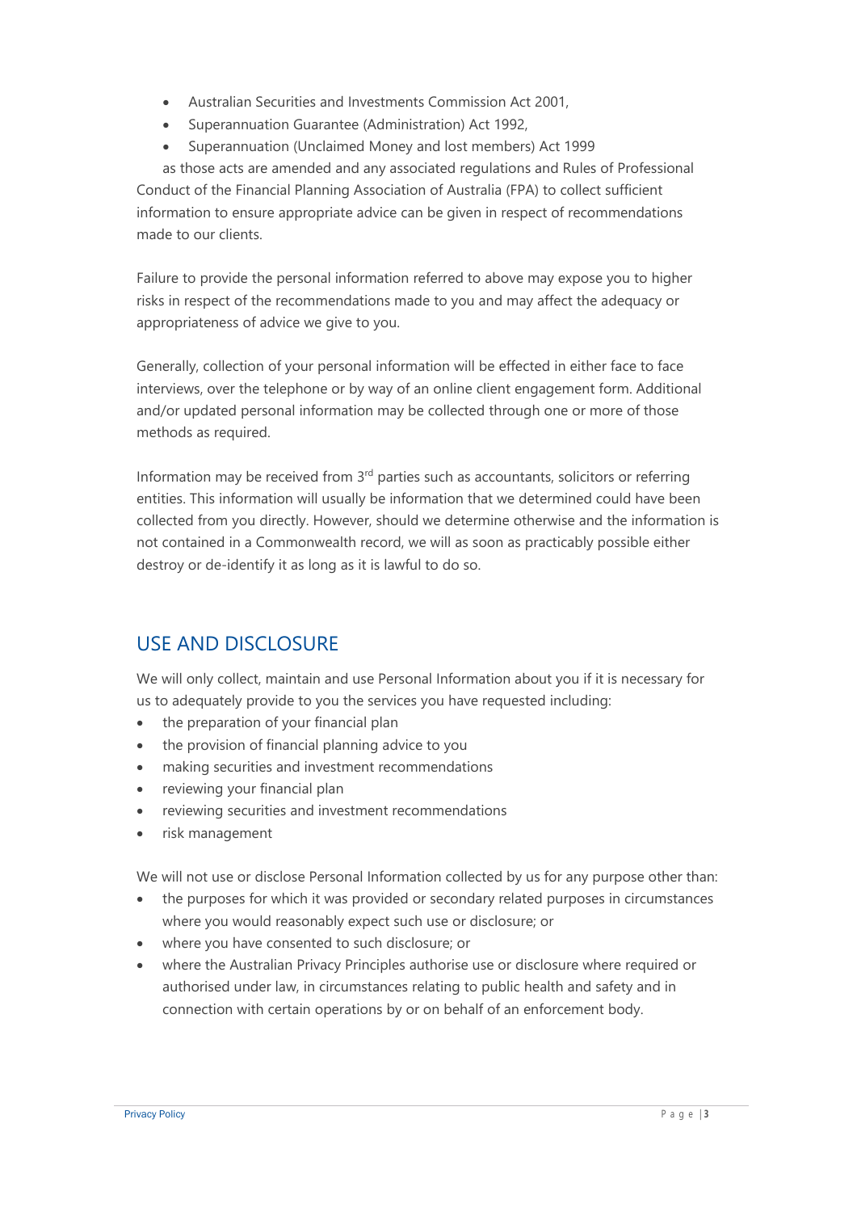- Australian Securities and Investments Commission Act 2001,
- Superannuation Guarantee (Administration) Act 1992,
- Superannuation (Unclaimed Money and lost members) Act 1999

as those acts are amended and any associated regulations and Rules of Professional Conduct of the Financial Planning Association of Australia (FPA) to collect sufficient information to ensure appropriate advice can be given in respect of recommendations made to our clients.

Failure to provide the personal information referred to above may expose you to higher risks in respect of the recommendations made to you and may affect the adequacy or appropriateness of advice we give to you.

Generally, collection of your personal information will be effected in either face to face interviews, over the telephone or by way of an online client engagement form. Additional and/or updated personal information may be collected through one or more of those methods as required.

Information may be received from 3rd parties such as accountants, solicitors or referring entities. This information will usually be information that we determined could have been collected from you directly. However, should we determine otherwise and the information is not contained in a Commonwealth record, we will as soon as practicably possible either destroy or de-identify it as long as it is lawful to do so.

## USE AND DISCLOSURE

We will only collect, maintain and use Personal Information about you if it is necessary for us to adequately provide to you the services you have requested including:

- the preparation of your financial plan
- the provision of financial planning advice to you
- making securities and investment recommendations
- reviewing your financial plan
- reviewing securities and investment recommendations
- risk management

We will not use or disclose Personal Information collected by us for any purpose other than:

- the purposes for which it was provided or secondary related purposes in circumstances where you would reasonably expect such use or disclosure; or
- where you have consented to such disclosure; or
- where the Australian Privacy Principles authorise use or disclosure where required or authorised under law, in circumstances relating to public health and safety and in connection with certain operations by or on behalf of an enforcement body.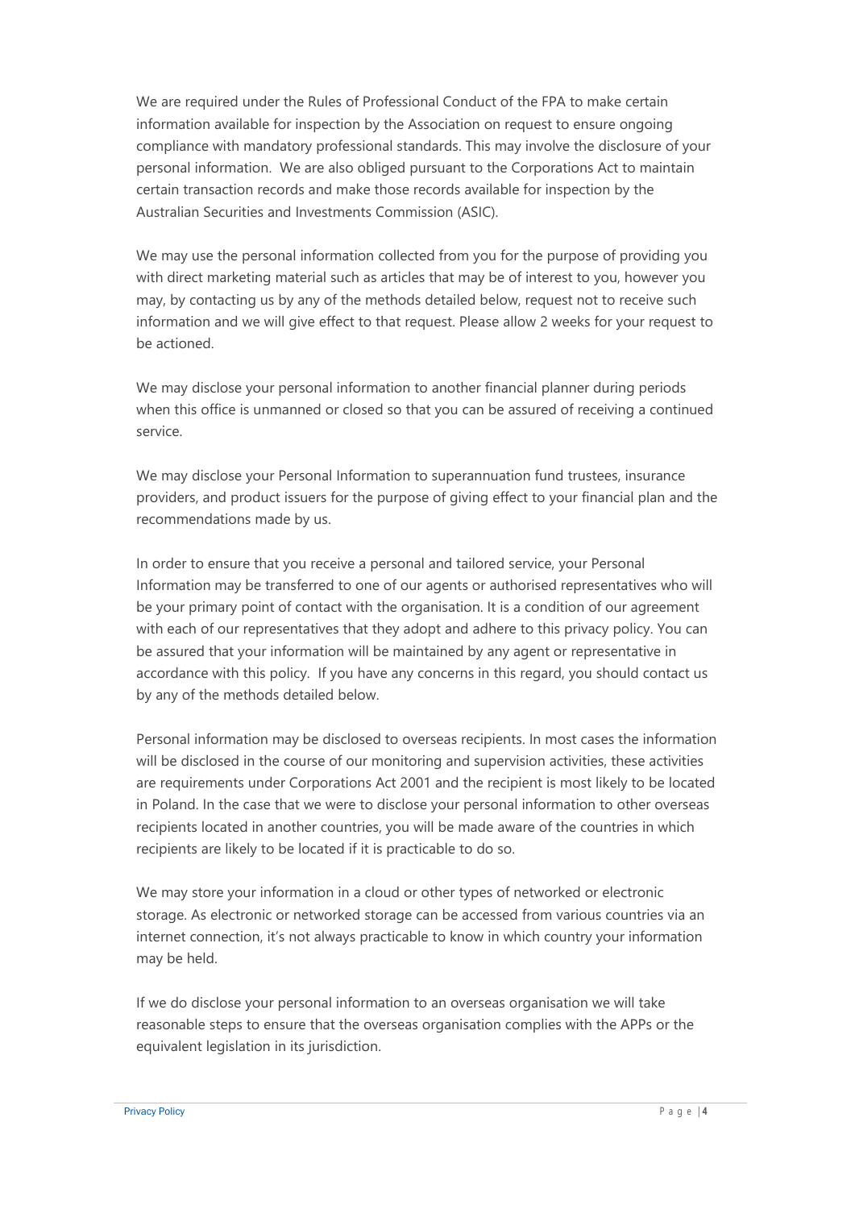We are required under the Rules of Professional Conduct of the FPA to make certain information available for inspection by the Association on request to ensure ongoing compliance with mandatory professional standards. This may involve the disclosure of your personal information. We are also obliged pursuant to the Corporations Act to maintain certain transaction records and make those records available for inspection by the Australian Securities and Investments Commission (ASIC).

We may use the personal information collected from you for the purpose of providing you with direct marketing material such as articles that may be of interest to you, however you may, by contacting us by any of the methods detailed below, request not to receive such information and we will give effect to that request. Please allow 2 weeks for your request to be actioned.

We may disclose your personal information to another financial planner during periods when this office is unmanned or closed so that you can be assured of receiving a continued service.

We may disclose your Personal Information to superannuation fund trustees, insurance providers, and product issuers for the purpose of giving effect to your financial plan and the recommendations made by us.

In order to ensure that you receive a personal and tailored service, your Personal Information may be transferred to one of our agents or authorised representatives who will be your primary point of contact with the organisation. It is a condition of our agreement with each of our representatives that they adopt and adhere to this privacy policy. You can be assured that your information will be maintained by any agent or representative in accordance with this policy. If you have any concerns in this regard, you should contact us by any of the methods detailed below.

Personal information may be disclosed to overseas recipients. In most cases the information will be disclosed in the course of our monitoring and supervision activities, these activities are requirements under Corporations Act 2001 and the recipient is most likely to be located in Poland. In the case that we were to disclose your personal information to other overseas recipients located in another countries, you will be made aware of the countries in which recipients are likely to be located if it is practicable to do so.

We may store your information in a cloud or other types of networked or electronic storage. As electronic or networked storage can be accessed from various countries via an internet connection, it's not always practicable to know in which country your information may be held.

If we do disclose your personal information to an overseas organisation we will take reasonable steps to ensure that the overseas organisation complies with the APPs or the equivalent legislation in its jurisdiction.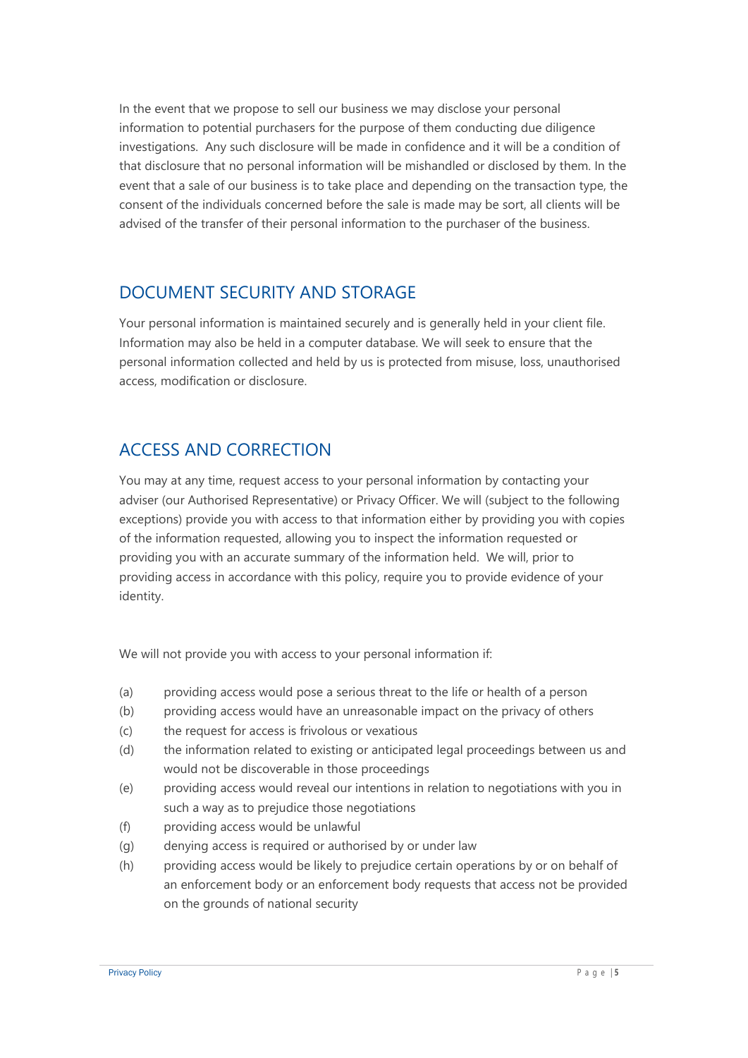In the event that we propose to sell our business we may disclose your personal information to potential purchasers for the purpose of them conducting due diligence investigations. Any such disclosure will be made in confidence and it will be a condition of that disclosure that no personal information will be mishandled or disclosed by them. In the event that a sale of our business is to take place and depending on the transaction type, the consent of the individuals concerned before the sale is made may be sort, all clients will be advised of the transfer of their personal information to the purchaser of the business.

## DOCUMENT SECURITY AND STORAGE

Your personal information is maintained securely and is generally held in your client file. Information may also be held in a computer database. We will seek to ensure that the personal information collected and held by us is protected from misuse, loss, unauthorised access, modification or disclosure.

## ACCESS AND CORRECTION

You may at any time, request access to your personal information by contacting your adviser (our Authorised Representative) or Privacy Officer. We will (subject to the following exceptions) provide you with access to that information either by providing you with copies of the information requested, allowing you to inspect the information requested or providing you with an accurate summary of the information held. We will, prior to providing access in accordance with this policy, require you to provide evidence of your identity.

We will not provide you with access to your personal information if:

(a) providing access would pose a serious threat to the life or health of a person

(b) providing access would have an unreasonable impact on the privacy of others

(c) the request for access is frivolous or vexatious

(d) the information related to existing or anticipated legal proceedings between us and would not be discoverable in those proceedings

(e) providing access would reveal our intentions in relation to negotiations with you in such a way as to prejudice those negotiations

(f) providing access would be unlawful

(g) denying access is required or authorised by or under law

(h) providing access would be likely to prejudice certain operations by or on behalf of an enforcement body or an enforcement body requests that access not be provided on the grounds of national security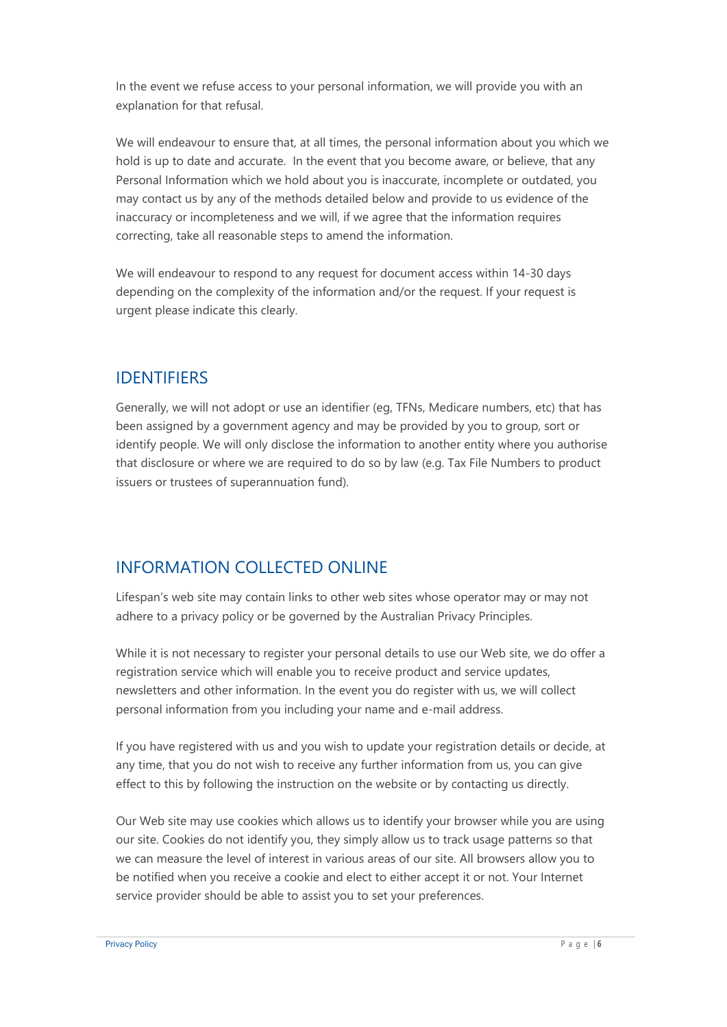In the event we refuse access to your personal information, we will provide you with an explanation for that refusal.

We will endeavour to ensure that, at all times, the personal information about you which we hold is up to date and accurate. In the event that you become aware, or believe, that any Personal Information which we hold about you is inaccurate, incomplete or outdated, you may contact us by any of the methods detailed below and provide to us evidence of the inaccuracy or incompleteness and we will, if we agree that the information requires correcting, take all reasonable steps to amend the information.

We will endeavour to respond to any request for document access within 14-30 days depending on the complexity of the information and/or the request. If your request is urgent please indicate this clearly.

## IDENTIFIERS

Generally, we will not adopt or use an identifier (eg, TFNs, Medicare numbers, etc) that has been assigned by a government agency and may be provided by you to group, sort or identify people. We will only disclose the information to another entity where you authorise that disclosure or where we are required to do so by law (e.g. Tax File Numbers to product issuers or trustees of superannuation fund).

## INFORMATION COLLECTED ONLINE

Lifespan's web site may contain links to other web sites whose operator may or may not adhere to a privacy policy or be governed by the Australian Privacy Principles.

While it is not necessary to register your personal details to use our Web site, we do offer a registration service which will enable you to receive product and service updates, newsletters and other information. In the event you do register with us, we will collect personal information from you including your name and e-mail address.

If you have registered with us and you wish to update your registration details or decide, at any time, that you do not wish to receive any further information from us, you can give effect to this by following the instruction on the website or by contacting us directly.

Our Web site may use cookies which allows us to identify your browser while you are using our site. Cookies do not identify you, they simply allow us to track usage patterns so that we can measure the level of interest in various areas of our site. All browsers allow you to be notified when you receive a cookie and elect to either accept it or not. Your Internet service provider should be able to assist you to set your preferences.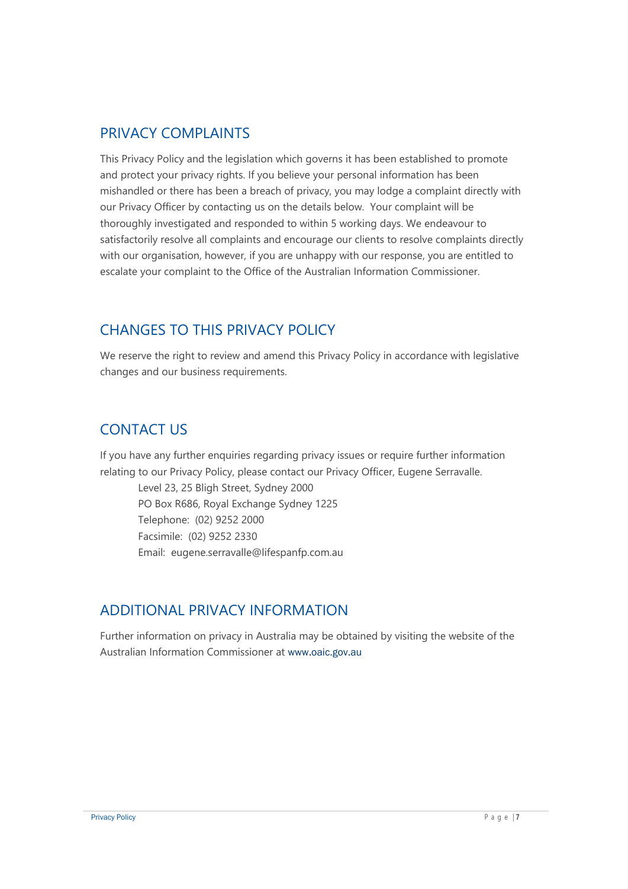## PRIVACY COMPLAINTS

This Privacy Policy and the legislation which governs it has been established to promote and protect your privacy rights. If you believe your personal information has been mishandled or there has been a breach of privacy, you may lodge a complaint directly with our Privacy Officer by contacting us on the details below. Your complaint will be thoroughly investigated and responded to within 5 working days. We endeavour to satisfactorily resolve all complaints and encourage our clients to resolve complaints directly with our organisation, however, if you are unhappy with our response, you are entitled to escalate your complaint to the Office of the Australian Information Commissioner.

## CHANGES TO THIS PRIVACY POLICY

We reserve the right to review and amend this Privacy Policy in accordance with legislative changes and our business requirements.

## CONTACT US

If you have any further enquiries regarding privacy issues or require further information relating to our Privacy Policy, please contact our Privacy Officer, Eugene Serravalle.

Level 23, 25 Bligh Street, Sydney 2000
PO Box R686, Royal Exchange Sydney 1225
Telephone: (02) 9252 2000
Facsimile: (02) 9252 2330
Email: eugene.serravalle@lifespanfp.com.au

## ADDITIONAL PRIVACY INFORMATION

Further information on privacy in Australia may be obtained by visiting the website of the Australian Information Commissioner at www.oaic.gov.au